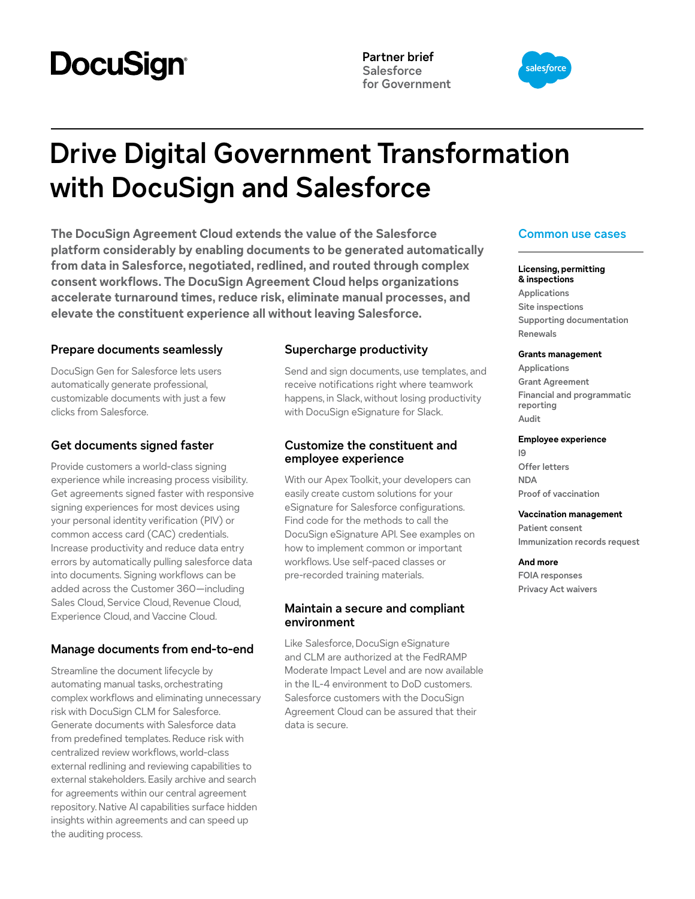DocuSign

**Partner brief**
Salesforce
for Government

# Drive Digital Government Transformation with DocuSign and Salesforce

**The DocuSign Agreement Cloud extends the value of the Salesforce platform considerably by enabling documents to be generated automatically from data in Salesforce, negotiated, redlined, and routed through complex consent workflows. The DocuSign Agreement Cloud helps organizations accelerate turnaround times, reduce risk, eliminate manual processes, and elevate the constituent experience all without leaving Salesforce.**

### Prepare documents seamlessly

DocuSign Gen for Salesforce lets users automatically generate professional, customizable documents with just a few clicks from Salesforce.

### Get documents signed faster

Provide customers a world-class signing experience while increasing process visibility. Get agreements signed faster with responsive signing experiences for most devices using your personal identity verification (PIV) or common access card (CAC) credentials. Increase productivity and reduce data entry errors by automatically pulling salesforce data into documents. Signing workflows can be added across the Customer 360—including Sales Cloud, Service Cloud, Revenue Cloud, Experience Cloud, and Vaccine Cloud.

### Manage documents from end-to-end

Streamline the document lifecycle by automating manual tasks, orchestrating complex workflows and eliminating unnecessary risk with DocuSign CLM for Salesforce. Generate documents with Salesforce data from predefined templates. Reduce risk with centralized review workflows, world-class external redlining and reviewing capabilities to external stakeholders. Easily archive and search for agreements within our central agreement repository. Native AI capabilities surface hidden insights within agreements and can speed up the auditing process.

### Supercharge productivity

Send and sign documents, use templates, and receive notifications right where teamwork happens, in Slack, without losing productivity with DocuSign eSignature for Slack.

### Customize the constituent and employee experience

With our Apex Toolkit, your developers can easily create custom solutions for your eSignature for Salesforce configurations. Find code for the methods to call the DocuSign eSignature API. See examples on how to implement common or important workflows. Use self-paced classes or pre-recorded training materials.

### Maintain a secure and compliant environment

Like Salesforce, DocuSign eSignature and CLM are authorized at the FedRAMP Moderate Impact Level and are now available in the IL-4 environment to DoD customers. Salesforce customers with the DocuSign Agreement Cloud can be assured that their data is secure.

## Common use cases

**Licensing, permitting & inspections**
- Applications
- Site inspections
- Supporting documentation
- Renewals

**Grants management**
- Applications
- Grant Agreement
- Financial and programmatic reporting
- Audit

**Employee experience**
- I9
- Offer letters
- NDA
- Proof of vaccination

**Vaccination management**
- Patient consent
- Immunization records request

**And more**
- FOIA responses
- Privacy Act waivers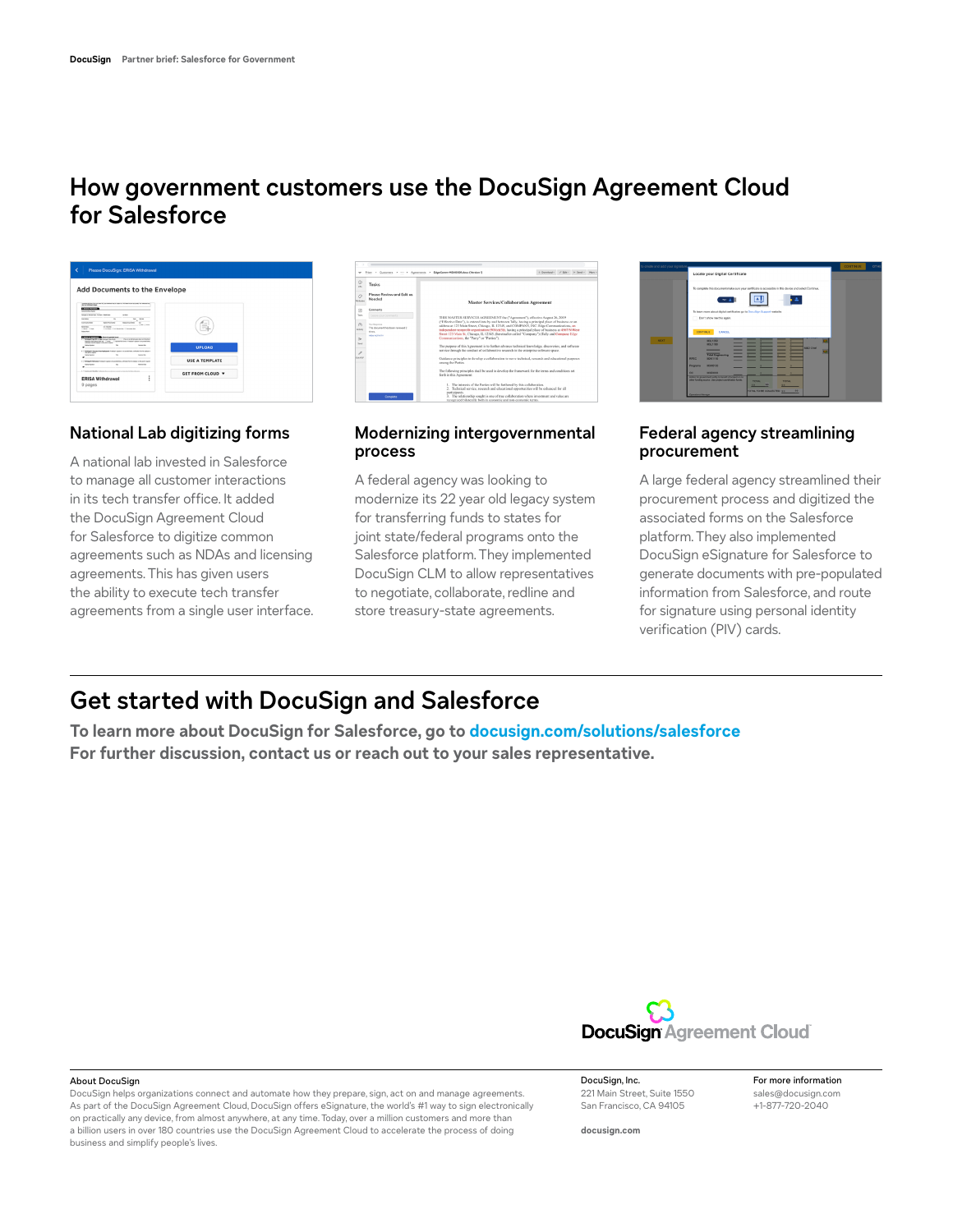# How government customers use the DocuSign Agreement Cloud for Salesforce

### National Lab digitizing forms

A national lab invested in Salesforce to manage all customer interactions in its tech transfer office. It added the DocuSign Agreement Cloud for Salesforce to digitize common agreements such as NDAs and licensing agreements. This has given users the ability to execute tech transfer agreements from a single user interface.

### Modernizing intergovernmental process

A federal agency was looking to modernize its 22 year old legacy system for transferring funds to states for joint state/federal programs onto the Salesforce platform. They implemented DocuSign CLM to allow representatives to negotiate, collaborate, redline and store treasury-state agreements.

### Federal agency streamlining procurement

A large federal agency streamlined their procurement process and digitized the associated forms on the Salesforce platform. They also implemented DocuSign eSignature for Salesforce to generate documents with pre-populated information from Salesforce, and route for signature using personal identity verification (PIV) cards.

## Get started with DocuSign and Salesforce

**To learn more about DocuSign for Salesforce, go to docusign.com/solutions/salesforce**
**For further discussion, contact us or reach out to your sales representative.**

DocuSign Agreement Cloud

About DocuSign
DocuSign helps organizations connect and automate how they prepare, sign, act on and manage agreements. As part of the DocuSign Agreement Cloud, DocuSign offers eSignature, the world's #1 way to sign electronically on practically any device, from almost anywhere, at any time. Today, over a million customers and more than a billion users in over 180 countries use the DocuSign Agreement Cloud to accelerate the process of doing business and simplify people's lives.

DocuSign, Inc.
221 Main Street, Suite 1550
San Francisco, CA 94105

**docusign.com**

For more information
sales@docusign.com
+1-877-720-2040